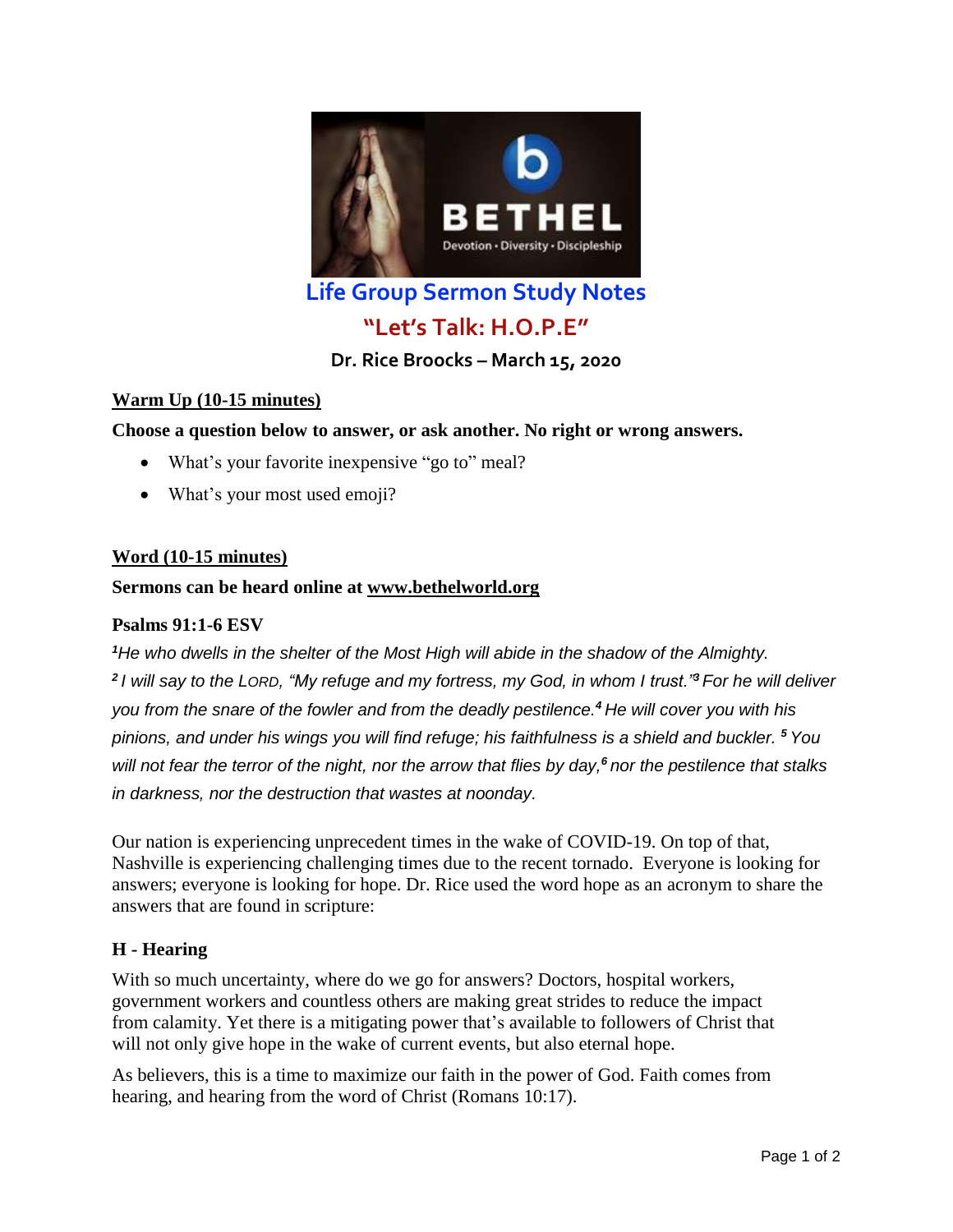# Life Group Sermon Study Notes

## "Let's Talk: H.O.P.E"

**Dr. Rice Broocks – March 15, 2020**

### Warm Up (10-15 minutes)

**Choose a question below to answer, or ask another. No right or wrong answers.**

- What's your favorite inexpensive "go to" meal?
- What's your most used emoji?

### Word (10-15 minutes)

**Sermons can be heard online at www.bethelworld.org**

**Psalms 91:1-6 ESV**

*[1]He who dwells in the shelter of the Most High will abide in the shadow of the Almighty. [2] I will say to the LORD, "My refuge and my fortress, my God, in whom I trust."[3] For he will deliver you from the snare of the fowler and from the deadly pestilence.[4] He will cover you with his pinions, and under his wings you will find refuge; his faithfulness is a shield and buckler. [5] You will not fear the terror of the night, nor the arrow that flies by day,[6] nor the pestilence that stalks in darkness, nor the destruction that wastes at noonday.*

Our nation is experiencing unprecedent times in the wake of COVID-19. On top of that, Nashville is experiencing challenging times due to the recent tornado. Everyone is looking for answers; everyone is looking for hope. Dr. Rice used the word hope as an acronym to share the answers that are found in scripture:

### H - Hearing

With so much uncertainty, where do we go for answers? Doctors, hospital workers, government workers and countless others are making great strides to reduce the impact from calamity. Yet there is a mitigating power that's available to followers of Christ that will not only give hope in the wake of current events, but also eternal hope.

As believers, this is a time to maximize our faith in the power of God. Faith comes from hearing, and hearing from the word of Christ (Romans 10:17).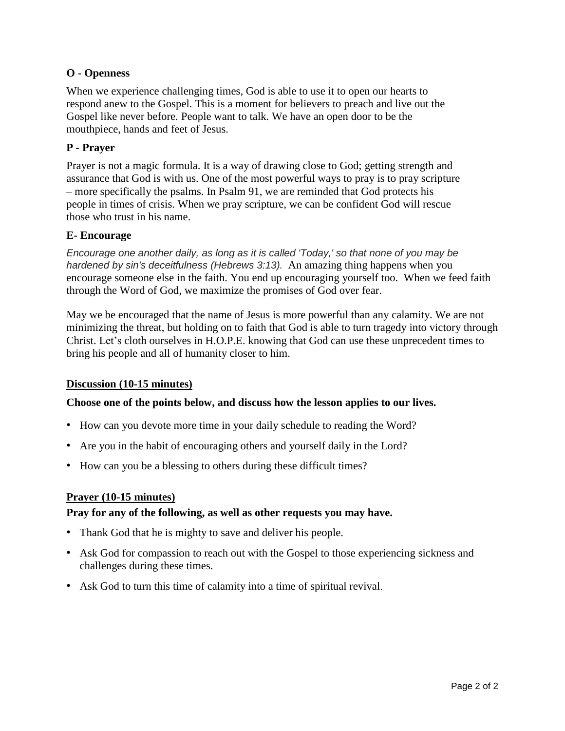**O - Openness**

When we experience challenging times, God is able to use it to open our hearts to respond anew to the Gospel. This is a moment for believers to preach and live out the Gospel like never before. People want to talk. We have an open door to be the mouthpiece, hands and feet of Jesus.

**P - Prayer**

Prayer is not a magic formula. It is a way of drawing close to God; getting strength and assurance that God is with us. One of the most powerful ways to pray is to pray scripture – more specifically the psalms. In Psalm 91, we are reminded that God protects his people in times of crisis. When we pray scripture, we can be confident God will rescue those who trust in his name.

**E- Encourage**

*Encourage one another daily, as long as it is called 'Today,' so that none of you may be hardened by sin's deceitfulness (Hebrews 3:13).* An amazing thing happens when you encourage someone else in the faith. You end up encouraging yourself too. When we feed faith through the Word of God, we maximize the promises of God over fear.

May we be encouraged that the name of Jesus is more powerful than any calamity. We are not minimizing the threat, but holding on to faith that God is able to turn tragedy into victory through Christ. Let's cloth ourselves in H.O.P.E. knowing that God can use these unprecedent times to bring his people and all of humanity closer to him.

**Discussion (10-15 minutes)**

**Choose one of the points below, and discuss how the lesson applies to our lives.**

- How can you devote more time in your daily schedule to reading the Word?
- Are you in the habit of encouraging others and yourself daily in the Lord?
- How can you be a blessing to others during these difficult times?

**Prayer (10-15 minutes)**

**Pray for any of the following, as well as other requests you may have.**

- Thank God that he is mighty to save and deliver his people.
- Ask God for compassion to reach out with the Gospel to those experiencing sickness and challenges during these times.
- Ask God to turn this time of calamity into a time of spiritual revival.